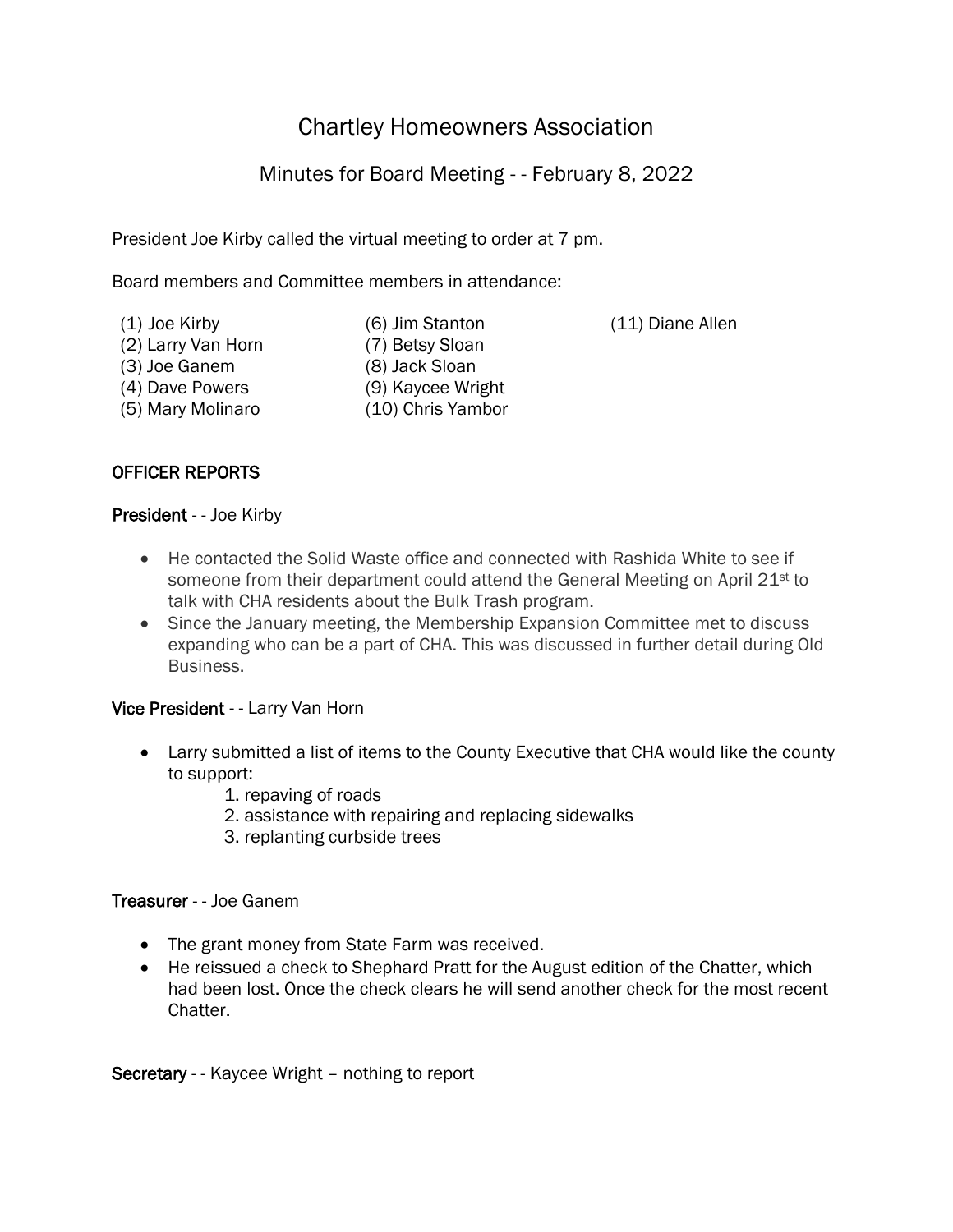# Chartley Homeowners Association

## Minutes for Board Meeting - - February 8, 2022

President Joe Kirby called the virtual meeting to order at 7 pm.

Board members and Committee members in attendance:

(1) Joe Kirby
(2) Larry Van Horn
(3) Joe Ganem
(4) Dave Powers
(5) Mary Molinaro
(6) Jim Stanton
(7) Betsy Sloan
(8) Jack Sloan
(9) Kaycee Wright
(10) Chris Yambor
(11) Diane Allen

## OFFICER REPORTS

**President** - - Joe Kirby

- He contacted the Solid Waste office and connected with Rashida White to see if someone from their department could attend the General Meeting on April 21st to talk with CHA residents about the Bulk Trash program.
- Since the January meeting, the Membership Expansion Committee met to discuss expanding who can be a part of CHA. This was discussed in further detail during Old Business.

**Vice President** - - Larry Van Horn

- Larry submitted a list of items to the County Executive that CHA would like the county to support:
  1. repaving of roads
  2. assistance with repairing and replacing sidewalks
  3. replanting curbside trees

**Treasurer** - - Joe Ganem

- The grant money from State Farm was received.
- He reissued a check to Shephard Pratt for the August edition of the Chatter, which had been lost. Once the check clears he will send another check for the most recent Chatter.

**Secretary** - - Kaycee Wright – nothing to report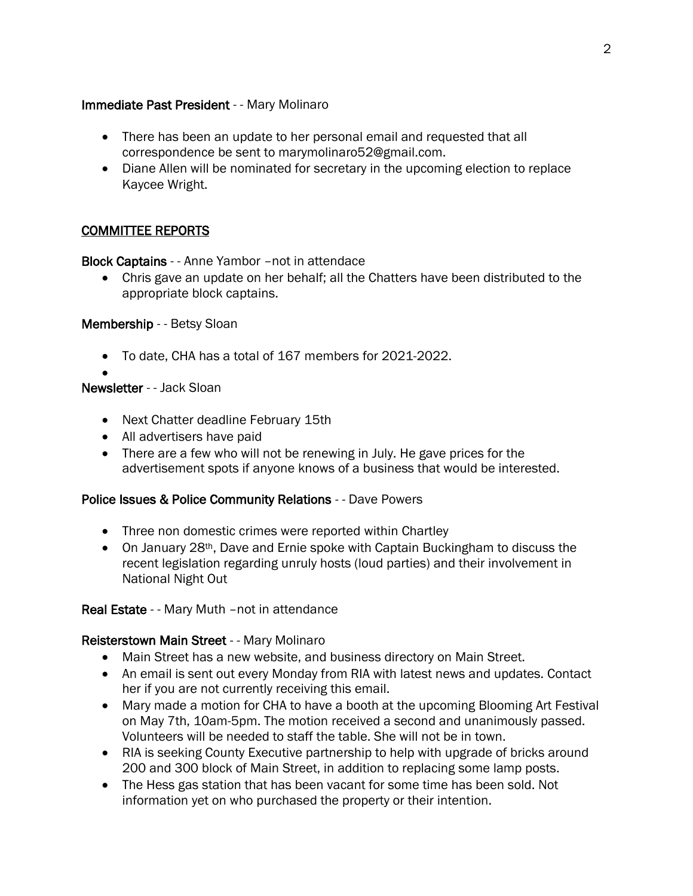**Immediate Past President** - - Mary Molinaro

- There has been an update to her personal email and requested that all correspondence be sent to marymolinaro52@gmail.com.
- Diane Allen will be nominated for secretary in the upcoming election to replace Kaycee Wright.

## COMMITTEE REPORTS

**Block Captains** - - Anne Yambor –not in attendace

- Chris gave an update on her behalf; all the Chatters have been distributed to the appropriate block captains.

**Membership** - - Betsy Sloan

- To date, CHA has a total of 167 members for 2021-2022.

**Newsletter** - - Jack Sloan

- Next Chatter deadline February 15th
- All advertisers have paid
- There are a few who will not be renewing in July. He gave prices for the advertisement spots if anyone knows of a business that would be interested.

**Police Issues & Police Community Relations** - - Dave Powers

- Three non domestic crimes were reported within Chartley
- On January 28th, Dave and Ernie spoke with Captain Buckingham to discuss the recent legislation regarding unruly hosts (loud parties) and their involvement in National Night Out

**Real Estate** - - Mary Muth –not in attendance

**Reisterstown Main Street** - - Mary Molinaro

- Main Street has a new website, and business directory on Main Street.
- An email is sent out every Monday from RIA with latest news and updates. Contact her if you are not currently receiving this email.
- Mary made a motion for CHA to have a booth at the upcoming Blooming Art Festival on May 7th, 10am-5pm. The motion received a second and unanimously passed. Volunteers will be needed to staff the table. She will not be in town.
- RIA is seeking County Executive partnership to help with upgrade of bricks around 200 and 300 block of Main Street, in addition to replacing some lamp posts.
- The Hess gas station that has been vacant for some time has been sold. Not information yet on who purchased the property or their intention.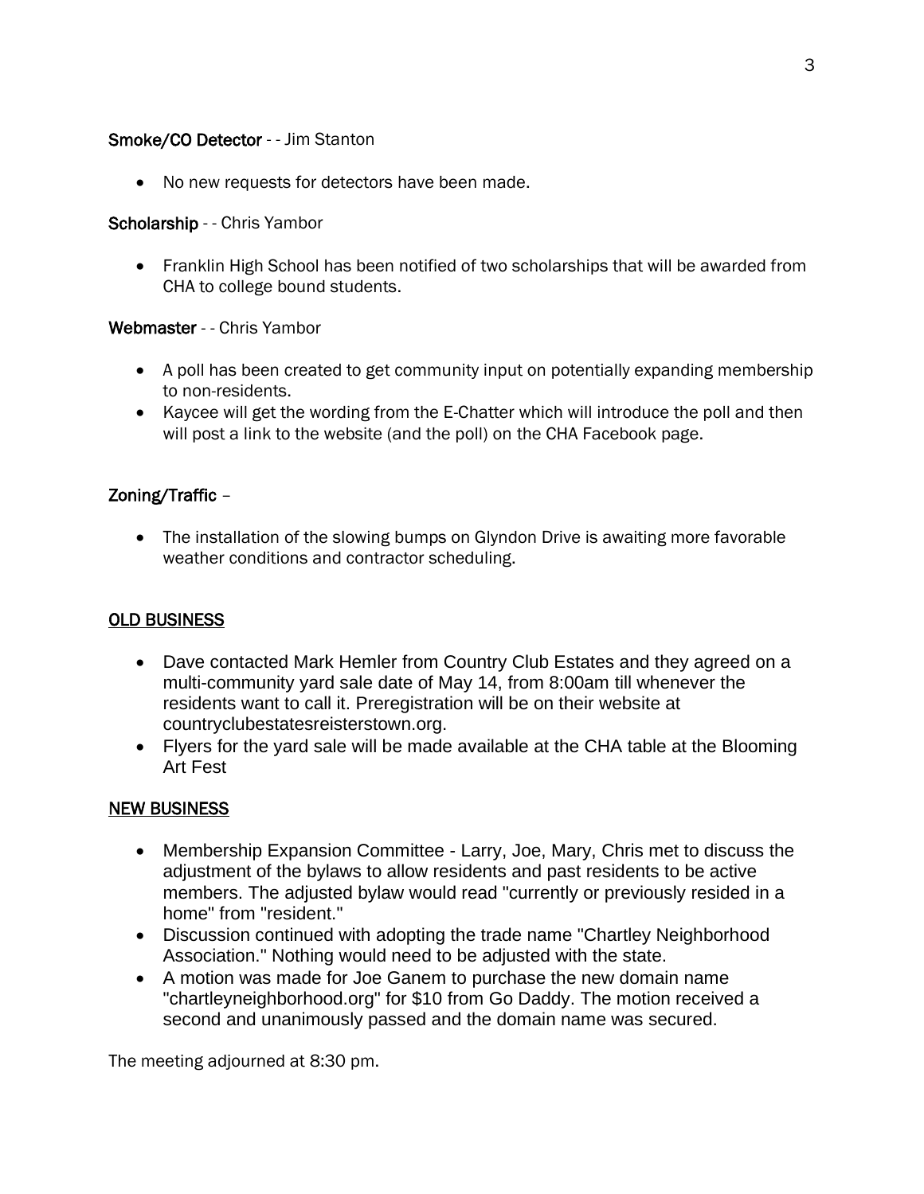**Smoke/CO Detector** - - Jim Stanton

- No new requests for detectors have been made.

**Scholarship** - - Chris Yambor

- Franklin High School has been notified of two scholarships that will be awarded from CHA to college bound students.

**Webmaster** - - Chris Yambor

- A poll has been created to get community input on potentially expanding membership to non-residents.
- Kaycee will get the wording from the E-Chatter which will introduce the poll and then will post a link to the website (and the poll) on the CHA Facebook page.

**Zoning/Traffic** –

- The installation of the slowing bumps on Glyndon Drive is awaiting more favorable weather conditions and contractor scheduling.

## OLD BUSINESS

- Dave contacted Mark Hemler from Country Club Estates and they agreed on a multi-community yard sale date of May 14, from 8:00am till whenever the residents want to call it. Preregistration will be on their website at countryclubestatesreisterstown.org.
- Flyers for the yard sale will be made available at the CHA table at the Blooming Art Fest

## NEW BUSINESS

- Membership Expansion Committee - Larry, Joe, Mary, Chris met to discuss the adjustment of the bylaws to allow residents and past residents to be active members. The adjusted bylaw would read "currently or previously resided in a home" from "resident."
- Discussion continued with adopting the trade name "Chartley Neighborhood Association." Nothing would need to be adjusted with the state.
- A motion was made for Joe Ganem to purchase the new domain name "chartleyneighborhood.org" for $10 from Go Daddy. The motion received a second and unanimously passed and the domain name was secured.

The meeting adjourned at 8:30 pm.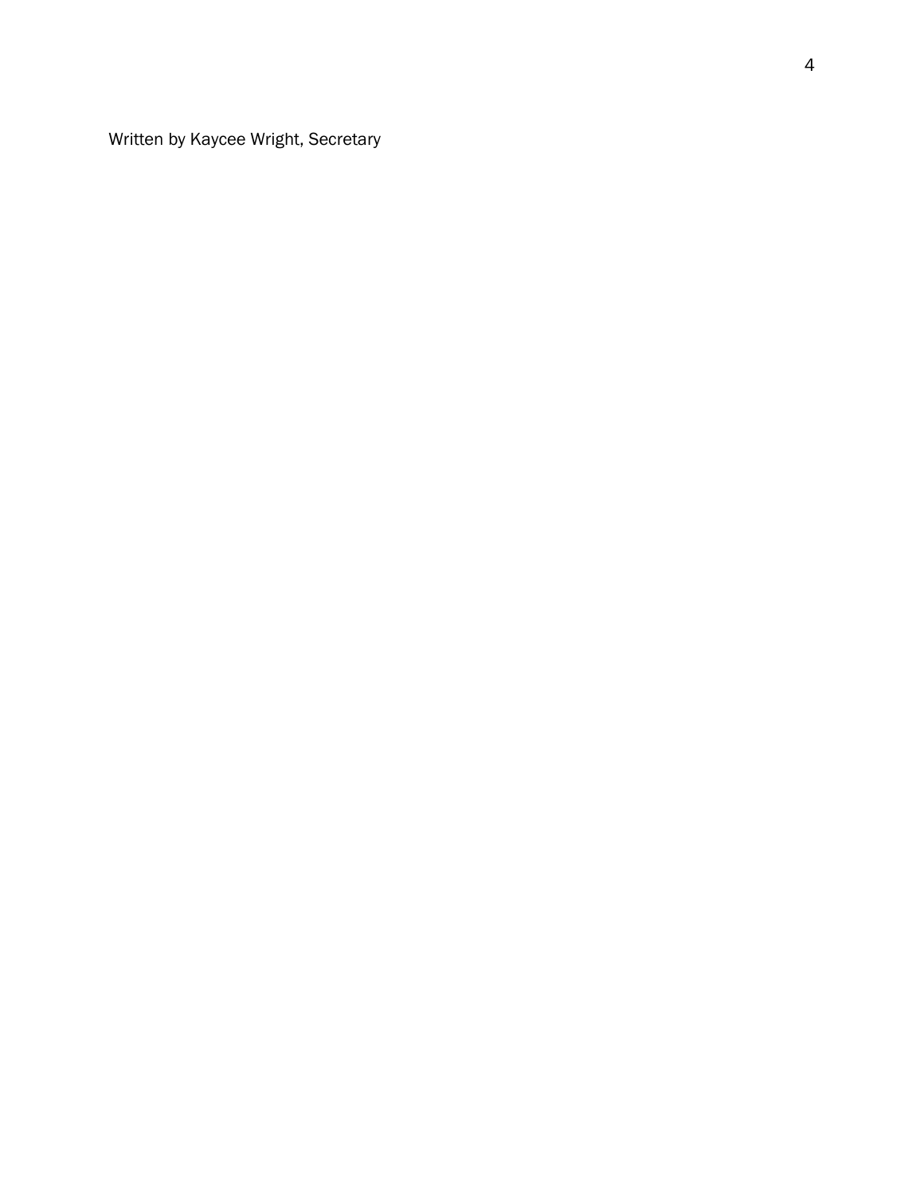Written by Kaycee Wright, Secretary